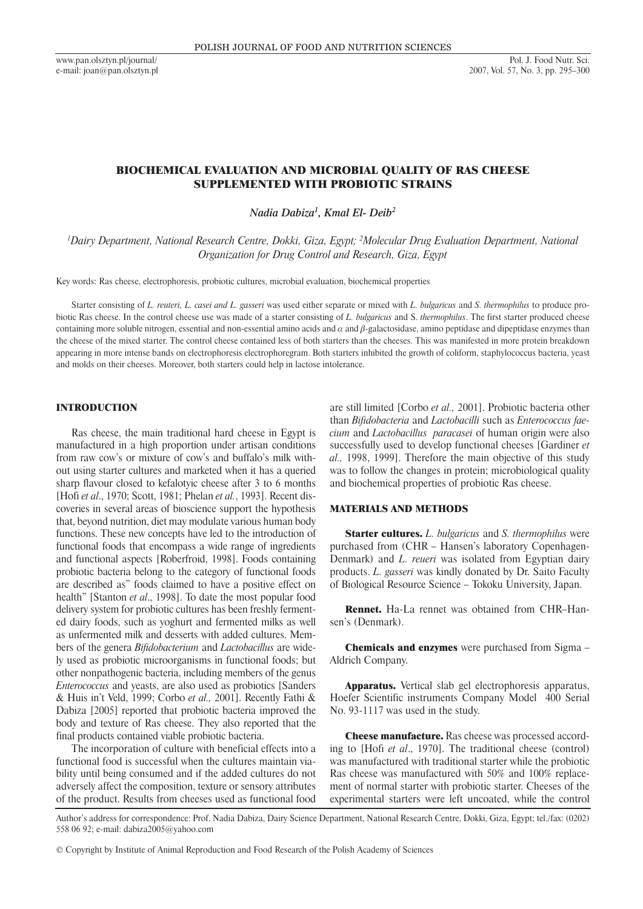# BIOCHEMICAL EVALUATION AND MICROBIAL QUALITY OF RAS CHEESE SUPPLEMENTED WITH PROBIOTIC STRAINS

*Nadia Dabiza[1], Kmal El- Deib[2]*

*[1]Dairy Department, National Research Centre, Dokki, Giza, Egypt; [2]Molecular Drug Evaluation Department, National Organization for Drug Control and Research, Giza, Egypt*

Key words: Ras cheese, electrophoresis, probiotic cultures, microbial evaluation, biochemical properties

Starter consisting of *L. reuteri, L. casei and L. gasseri* was used either separate or mixed with *L. bulgaricus* and *S. thermophilus* to produce probiotic Ras cheese. In the control cheese use was made of a starter consisting of *L. bulgaricus* and S. *thermophilus*. The first starter produced cheese containing more soluble nitrogen, essential and non-essential amino acids and $\alpha$ and $\beta$-galactosidase, amino peptidase and dipeptidase enzymes than the cheese of the mixed starter. The control cheese contained less of both starters than the cheeses. This was manifested in more protein breakdown appearing in more intense bands on electrophoresis electrophoregram. Both starters inhibited the growth of coliform, staphylococcus bacteria, yeast and molds on their cheeses. Moreover, both starters could help in lactose intolerance.

## INTRODUCTION

Ras cheese, the main traditional hard cheese in Egypt is manufactured in a high proportion under artisan conditions from raw cow's or mixture of cow's and buffalo's milk without using starter cultures and marketed when it has a queried sharp flavour closed to kefalotyic cheese after 3 to 6 months [Hofi *et al*., 1970; Scott, 1981; Phelan *et al.*, 1993]. Recent discoveries in several areas of bioscience support the hypothesis that, beyond nutrition, diet may modulate various human body functions. These new concepts have led to the introduction of functional foods that encompass a wide range of ingredients and functional aspects [Roberfroid, 1998]. Foods containing probiotic bacteria belong to the category of functional foods are described as" foods claimed to have a positive effect on health" [Stanton *et al*., 1998]. To date the most popular food delivery system for probiotic cultures has been freshly fermented dairy foods, such as yoghurt and fermented milks as well as unfermented milk and desserts with added cultures. Members of the genera *Bifidobacterium* and *Lactobacillus* are widely used as probiotic microorganisms in functional foods; but other nonpathogenic bacteria, including members of the genus *Enterococcus* and yeasts, are also used as probiotics [Sanders & Huis in't Veld, 1999; Corbo *et al.,* 2001]. Recently Fathi & Dabiza [2005] reported that probiotic bacteria improved the body and texture of Ras cheese. They also reported that the final products contained viable probiotic bacteria.

The incorporation of culture with beneficial effects into a functional food is successful when the cultures maintain viability until being consumed and if the added cultures do not adversely affect the composition, texture or sensory attributes of the product. Results from cheeses used as functional food are still limited [Corbo *et al.,* 2001]. Probiotic bacteria other than *Bifidobacteria* and *Lactobacilli* such as *Enterococcus faecium* and *Lactobacillus paracasei* of human origin were also successfully used to develop functional cheeses [Gardiner *et al.,* 1998, 1999]. Therefore the main objective of this study was to follow the changes in protein; microbiological quality and biochemical properties of probiotic Ras cheese.

## MATERIALS AND METHODS

**Starter cultures.** *L. bulgaricus* and *S. thermophilus* were purchased from (CHR – Hansen's laboratory Copenhagen-Denmark) and *L. reueri* was isolated from Egyptian dairy products. *L. gasseri* was kindly donated by Dr. Saito Faculty of Biological Resource Science – Tokoku University, Japan.

**Rennet.** Ha-La rennet was obtained from CHR–Hansen's (Denmark).

**Chemicals and enzymes** were purchased from Sigma – Aldrich Company.

**Apparatus.** Vertical slab gel electrophoresis apparatus, Hoefer Scientific instruments Company Model 400 Serial No. 93-1117 was used in the study.

**Cheese manufacture.** Ras cheese was processed according to [Hofi *et al*., 1970]. The traditional cheese (control) was manufactured with traditional starter while the probiotic Ras cheese was manufactured with 50% and 100% replacement of normal starter with probiotic starter. Cheeses of the experimental starters were left uncoated, while the control

Author's address for correspondence: Prof. Nadia Dabiza, Dairy Science Department, National Research Centre, Dokki, Giza, Egypt; tel./fax: (0202) 558 06 92; e-mail: dabiza2005@yahoo.com

© Copyright by Institute of Animal Reproduction and Food Research of the Polish Academy of Sciences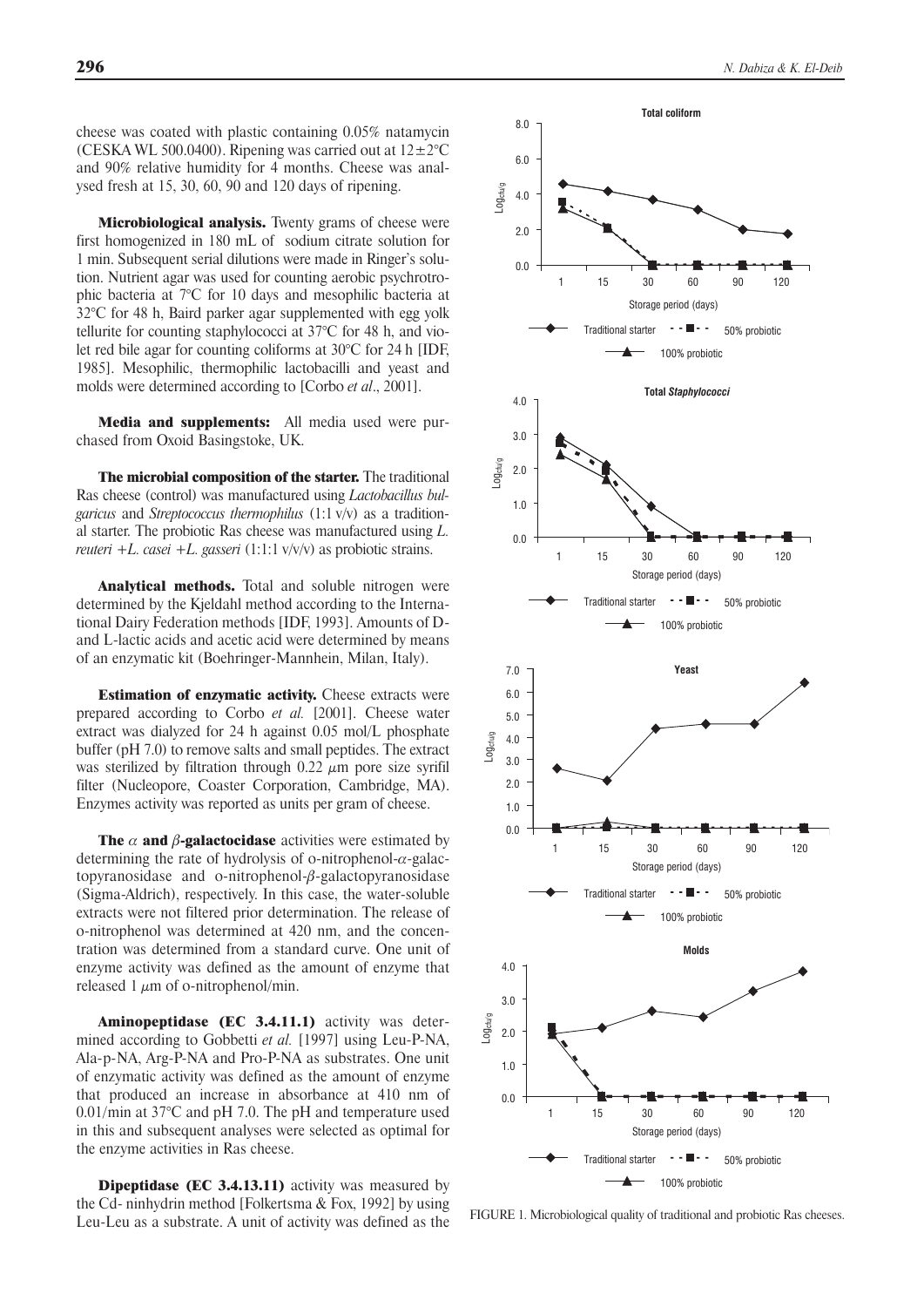cheese was coated with plastic containing 0.05% natamycin (CESKA WL 500.0400). Ripening was carried out at 12±2°C and 90% relative humidity for 4 months. Cheese was analysed fresh at 15, 30, 60, 90 and 120 days of ripening.

**Microbiological analysis.** Twenty grams of cheese were first homogenized in 180 mL of sodium citrate solution for 1 min. Subsequent serial dilutions were made in Ringer's solution. Nutrient agar was used for counting aerobic psychrotrophic bacteria at 7°C for 10 days and mesophilic bacteria at 32°C for 48 h, Baird parker agar supplemented with egg yolk tellurite for counting staphylococci at 37°C for 48 h, and violet red bile agar for counting coliforms at 30°C for 24 h [IDF, 1985]. Mesophilic, thermophilic lactobacilli and yeast and molds were determined according to [Corbo *et al*., 2001].

**Media and supplements:** All media used were purchased from Oxoid Basingstoke, UK.

**The microbial composition of the starter.** The traditional Ras cheese (control) was manufactured using *Lactobacillus bulgaricus* and *Streptococcus thermophilus* (1:1 v/v) as a traditional starter. The probiotic Ras cheese was manufactured using *L. reuteri* +*L. casei* +*L. gasseri* (1:1:1 v/v/v) as probiotic strains.

**Analytical methods.** Total and soluble nitrogen were determined by the Kjeldahl method according to the International Dairy Federation methods [IDF, 1993]. Amounts of D- and L-lactic acids and acetic acid were determined by means of an enzymatic kit (Boehringer-Mannhein, Milan, Italy).

**Estimation of enzymatic activity.** Cheese extracts were prepared according to Corbo *et al.* [2001]. Cheese water extract was dialyzed for 24 h against 0.05 mol/L phosphate buffer (pH 7.0) to remove salts and small peptides. The extract was sterilized by filtration through 0.22 $\mu$m pore size syrifil filter (Nucleopore, Coaster Corporation, Cambridge, MA). Enzymes activity was reported as units per gram of cheese.

**The $\alpha$ and $\beta$-galactocidase** activities were estimated by determining the rate of hydrolysis of o-nitrophenol-$\alpha$-galactopyranosidase and o-nitrophenol-$\beta$-galactopyranosidase (Sigma-Aldrich), respectively. In this case, the water-soluble extracts were not filtered prior determination. The release of o-nitrophenol was determined at 420 nm, and the concentration was determined from a standard curve. One unit of enzyme activity was defined as the amount of enzyme that released 1 $\mu$m of o-nitrophenol/min.

**Aminopeptidase (EC 3.4.11.1)** activity was determined according to Gobbetti *et al.* [1997] using Leu-P-NA, Ala-p-NA, Arg-P-NA and Pro-P-NA as substrates. One unit of enzymatic activity was defined as the amount of enzyme that produced an increase in absorbance at 410 nm of 0.01/min at 37°C and pH 7.0. The pH and temperature used in this and subsequent analyses were selected as optimal for the enzyme activities in Ras cheese.

**Dipeptidase (EC 3.4.13.11)** activity was measured by the Cd- ninhydrin method [Folkertsma & Fox, 1992] by using Leu-Leu as a substrate. A unit of activity was defined as the

FIGURE 1. Microbiological quality of traditional and probiotic Ras cheeses.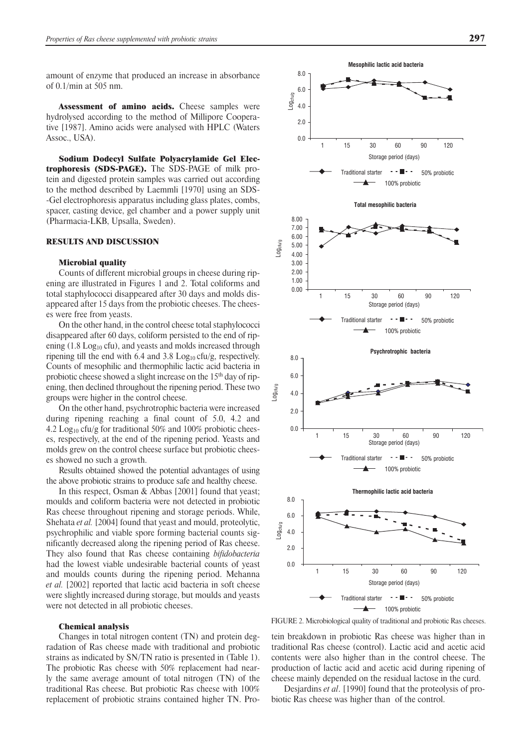amount of enzyme that produced an increase in absorbance of 0.1/min at 505 nm.

**Assessment of amino acids.** Cheese samples were hydrolysed according to the method of Millipore Cooperative [1987]. Amino acids were analysed with HPLC (Waters Assoc., USA).

**Sodium Dodecyl Sulfate Polyacrylamide Gel Electrophoresis (SDS-PAGE).** The SDS-PAGE of milk protein and digested protein samples was carried out according to the method described by Laemmli [1970] using an SDS--Gel electrophoresis apparatus including glass plates, combs, spacer, casting device, gel chamber and a power supply unit (Pharmacia-LKB, Upsalla, Sweden).

## RESULTS AND DISCUSSION

### Microbial quality

Counts of different microbial groups in cheese during ripening are illustrated in Figures 1 and 2. Total coliforms and total staphylococci disappeared after 30 days and molds disappeared after 15 days from the probiotic cheeses. The cheeses were free from yeasts.

On the other hand, in the control cheese total staphylococci disappeared after 60 days, coliform persisted to the end of ripening (1.8 $Log_{10}$ cfu), and yeasts and molds increased through ripening till the end with 6.4 and 3.8 $Log_{10}$ cfu/g, respectively. Counts of mesophilic and thermophilic lactic acid bacteria in probiotic cheese showed a slight increase on the 15[th] day of ripening, then declined throughout the ripening period. These two groups were higher in the control cheese.

On the other hand, psychrotrophic bacteria were increased during ripening reaching a final count of 5.0, 4.2 and 4.2 $Log_{10}$ cfu/g for traditional 50% and 100% probiotic cheeses, respectively, at the end of the ripening period. Yeasts and molds grew on the control cheese surface but probiotic cheeses showed no such a growth.

Results obtained showed the potential advantages of using the above probiotic strains to produce safe and healthy cheese.

In this respect, Osman & Abbas [2001] found that yeast; moulds and coliform bacteria were not detected in probiotic Ras cheese throughout ripening and storage periods. While, Shehata *et al.* [2004] found that yeast and mould, proteolytic, psychrophilic and viable spore forming bacterial counts significantly decreased along the ripening period of Ras cheese. They also found that Ras cheese containing *bifidobacteria* had the lowest viable undesirable bacterial counts of yeast and moulds counts during the ripening period. Mehanna *et al.* [2002] reported that lactic acid bacteria in soft cheese were slightly increased during storage, but moulds and yeasts were not detected in all probiotic cheeses.

### Chemical analysis

Changes in total nitrogen content (TN) and protein degradation of Ras cheese made with traditional and probiotic strains as indicated by SN/TN ratio is presented in (Table 1). The probiotic Ras cheese with 50% replacement had nearly the same average amount of total nitrogen (TN) of the traditional Ras cheese. But probiotic Ras cheese with 100% replacement of probiotic strains contained higher TN. Protein breakdown in probiotic Ras cheese was higher than in traditional Ras cheese (control). Lactic acid and acetic acid contents were also higher than in the control cheese. The production of lactic acid and acetic acid during ripening of cheese mainly depended on the residual lactose in the curd.

Desjardins *et al*. [1990] found that the proteolysis of probiotic Ras cheese was higher than of the control.

FIGURE 2. Microbiological quality of traditional and probiotic Ras cheeses.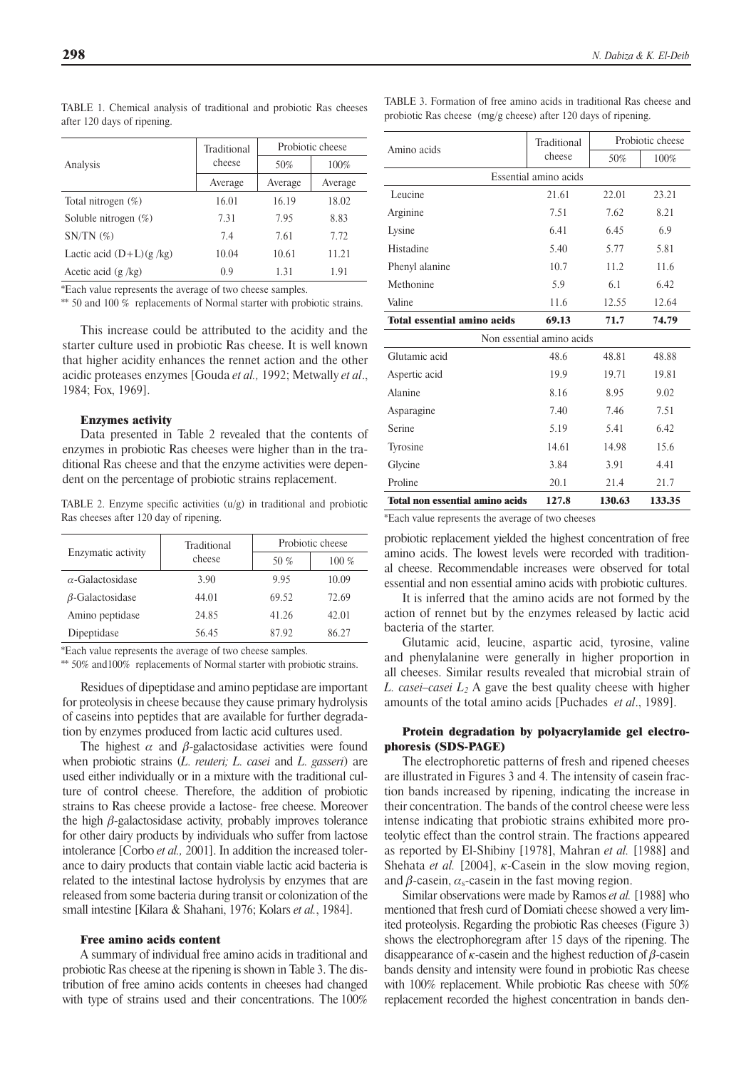TABLE 1. Chemical analysis of traditional and probiotic Ras cheeses after 120 days of ripening.

| Analysis | Traditional cheese | Probiotic cheese | |
|---|---|---|---|
| | | 50% | 100% |
| | Average | Average | Average |
| Total nitrogen (%) | 16.01 | 16.19 | 18.02 |
| Soluble nitrogen (%) | 7.31 | 7.95 | 8.83 |
| SN/TN (%) | 7.4 | 7.61 | 7.72 |
| Lactic acid (D+L)(g /kg) | 10.04 | 10.61 | 11.21 |
| Acetic acid (g /kg) | 0.9 | 1.31 | 1.91 |

*Each value represents the average of two cheese samples.

** 50 and 100 % replacements of Normal starter with probiotic strains.

This increase could be attributed to the acidity and the starter culture used in probiotic Ras cheese. It is well known that higher acidity enhances the rennet action and the other acidic proteases enzymes [Gouda *et al.,* 1992; Metwally *et al*., 1984; Fox, 1969].

### Enzymes activity

Data presented in Table 2 revealed that the contents of enzymes in probiotic Ras cheeses were higher than in the traditional Ras cheese and that the enzyme activities were dependent on the percentage of probiotic strains replacement.

TABLE 2. Enzyme specific activities (u/g) in traditional and probiotic Ras cheeses after 120 day of ripening.

| Enzymatic activity | Traditional cheese | Probiotic cheese | |
|---|---|---|---|
| | | 50 % | 100 % |
| $\alpha$-Galactosidase | 3.90 | 9.95 | 10.09 |
| $\beta$-Galactosidase | 44.01 | 69.52 | 72.69 |
| Amino peptidase | 24.85 | 41.26 | 42.01 |
| Dipeptidase | 56.45 | 87.92 | 86.27 |

*Each value represents the average of two cheese samples.

** 50% and100% replacements of Normal starter with probiotic strains.

Residues of dipeptidase and amino peptidase are important for proteolysis in cheese because they cause primary hydrolysis of caseins into peptides that are available for further degradation by enzymes produced from lactic acid cultures used.

The highest $\alpha$ and $\beta$-galactosidase activities were found when probiotic strains (*L. reuteri; L. casei* and *L. gasseri*) are used either individually or in a mixture with the traditional culture of control cheese. Therefore, the addition of probiotic strains to Ras cheese provide a lactose- free cheese. Moreover the high $\beta$-galactosidase activity, probably improves tolerance for other dairy products by individuals who suffer from lactose intolerance [Corbo *et al.,* 2001]. In addition the increased tolerance to dairy products that contain viable lactic acid bacteria is related to the intestinal lactose hydrolysis by enzymes that are released from some bacteria during transit or colonization of the small intestine [Kilara & Shahani, 1976; Kolars *et al.*, 1984].

### Free amino acids content

A summary of individual free amino acids in traditional and probiotic Ras cheese at the ripening is shown in Table 3. The distribution of free amino acids contents in cheeses had changed with type of strains used and their concentrations. The 100% probiotic replacement yielded the highest concentration of free amino acids. The lowest levels were recorded with traditional cheese. Recommendable increases were observed for total essential and non essential amino acids with probiotic cultures.

TABLE 3. Formation of free amino acids in traditional Ras cheese and probiotic Ras cheese (mg/g cheese) after 120 days of ripening.

| Amino acids | Traditional cheese | Probiotic cheese | |
|---|---|---|---|
| | | 50% | 100% |
| Essential amino acids | | | |
| Leucine | 21.61 | 22.01 | 23.21 |
| Arginine | 7.51 | 7.62 | 8.21 |
| Lysine | 6.41 | 6.45 | 6.9 |
| Histadine | 5.40 | 5.77 | 5.81 |
| Phenyl alanine | 10.7 | 11.2 | 11.6 |
| Methonine | 5.9 | 6.1 | 6.42 |
| Valine | 11.6 | 12.55 | 12.64 |
| **Total essential amino acids** | **69.13** | **71.7** | **74.79** |
| Non essential amino acids | | | |
| Glutamic acid | 48.6 | 48.81 | 48.88 |
| Aspertic acid | 19.9 | 19.71 | 19.81 |
| Alanine | 8.16 | 8.95 | 9.02 |
| Asparagine | 7.40 | 7.46 | 7.51 |
| Serine | 5.19 | 5.41 | 6.42 |
| Tyrosine | 14.61 | 14.98 | 15.6 |
| Glycine | 3.84 | 3.91 | 4.41 |
| Proline | 20.1 | 21.4 | 21.7 |
| **Total non essential amino acids** | **127.8** | **130.63** | **133.35** |

*Each value represents the average of two cheeses

It is inferred that the amino acids are not formed by the action of rennet but by the enzymes released by lactic acid bacteria of the starter.

Glutamic acid, leucine, aspartic acid, tyrosine, valine and phenylalanine were generally in higher proportion in all cheeses. Similar results revealed that microbial strain of *L. casei–casei $L_2$* A gave the best quality cheese with higher amounts of the total amino acids [Puchades *et al*., 1989].

### Protein degradation by polyacrylamide gel electrophoresis (SDS-PAGE)

The electrophoretic patterns of fresh and ripened cheeses are illustrated in Figures 3 and 4. The intensity of casein fraction bands increased by ripening, indicating the increase in their concentration. The bands of the control cheese were less intense indicating that probiotic strains exhibited more proteolytic effect than the control strain. The fractions appeared as reported by El-Shibiny [1978], Mahran *et al.* [1988] and Shehata *et al.* [2004], $\kappa$-Casein in the slow moving region, and $\beta$-casein, $\alpha_s$-casein in the fast moving region.

Similar observations were made by Ramos *et al.* [1988] who mentioned that fresh curd of Domiati cheese showed a very limited proteolysis. Regarding the probiotic Ras cheeses (Figure 3) shows the electrophoregram after 15 days of the ripening. The disappearance of $\kappa$-casein and the highest reduction of $\beta$-casein bands density and intensity were found in probiotic Ras cheese with 100% replacement. While probiotic Ras cheese with 50% replacement recorded the highest concentration in bands den-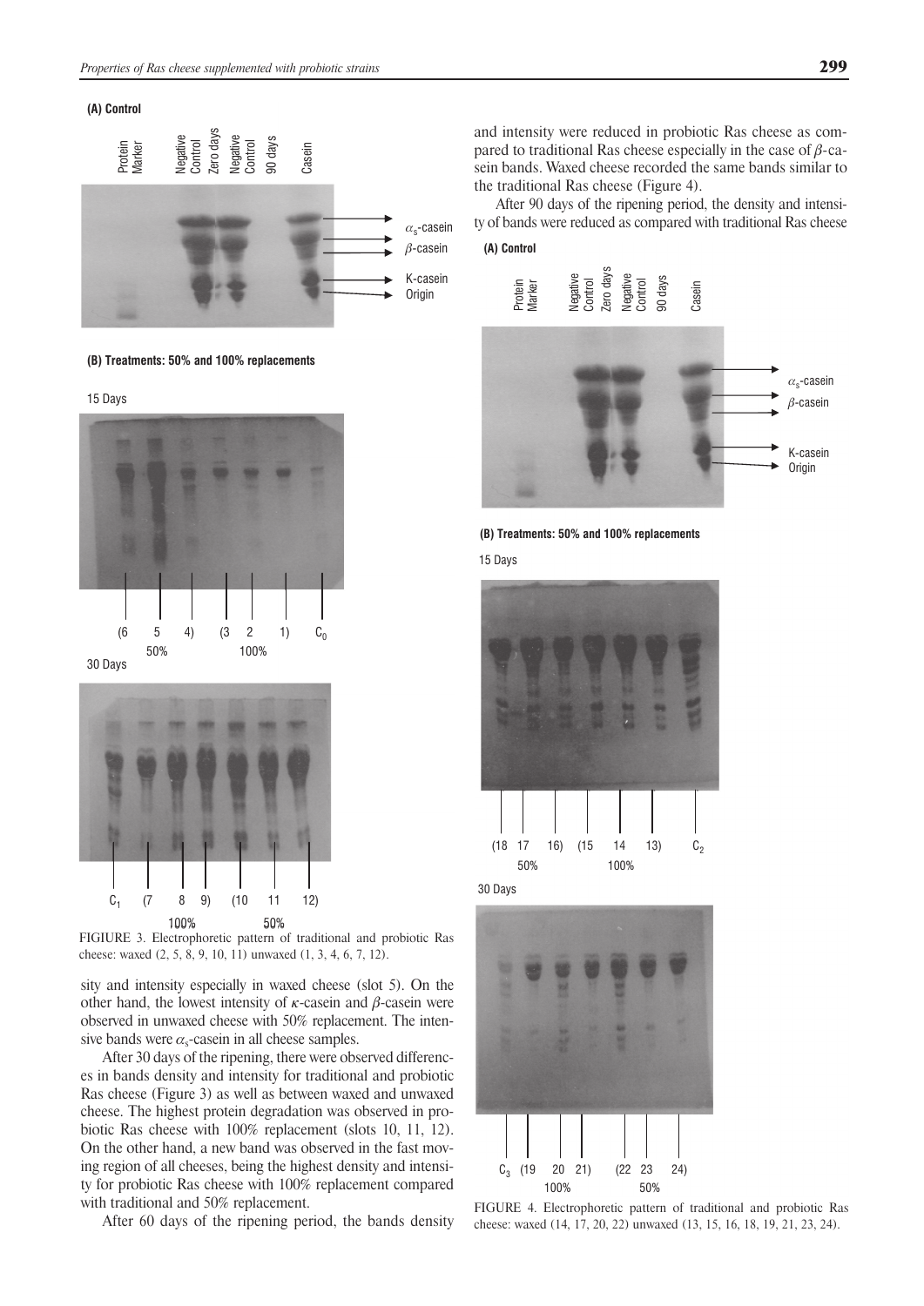FIGIURE 3. Electrophoretic pattern of traditional and probiotic Ras cheese: waxed (2, 5, 8, 9, 10, 11) unwaxed (1, 3, 4, 6, 7, 12).

sity and intensity especially in waxed cheese (slot 5). On the other hand, the lowest intensity of $\kappa$-casein and $\beta$-casein were observed in unwaxed cheese with 50% replacement. The intensive bands were $\alpha_s$-casein in all cheese samples.

After 30 days of the ripening, there were observed differences in bands density and intensity for traditional and probiotic Ras cheese (Figure 3) as well as between waxed and unwaxed cheese. The highest protein degradation was observed in probiotic Ras cheese with 100% replacement (slots 10, 11, 12). On the other hand, a new band was observed in the fast moving region of all cheeses, being the highest density and intensity for probiotic Ras cheese with 100% replacement compared with traditional and 50% replacement.

After 60 days of the ripening period, the bands density and intensity were reduced in probiotic Ras cheese as compared to traditional Ras cheese especially in the case of $\beta$-casein bands. Waxed cheese recorded the same bands similar to the traditional Ras cheese (Figure 4).

After 90 days of the ripening period, the density and intensity of bands were reduced as compared with traditional Ras cheese

FIGURE 4. Electrophoretic pattern of traditional and probiotic Ras cheese: waxed (14, 17, 20, 22) unwaxed (13, 15, 16, 18, 19, 21, 23, 24).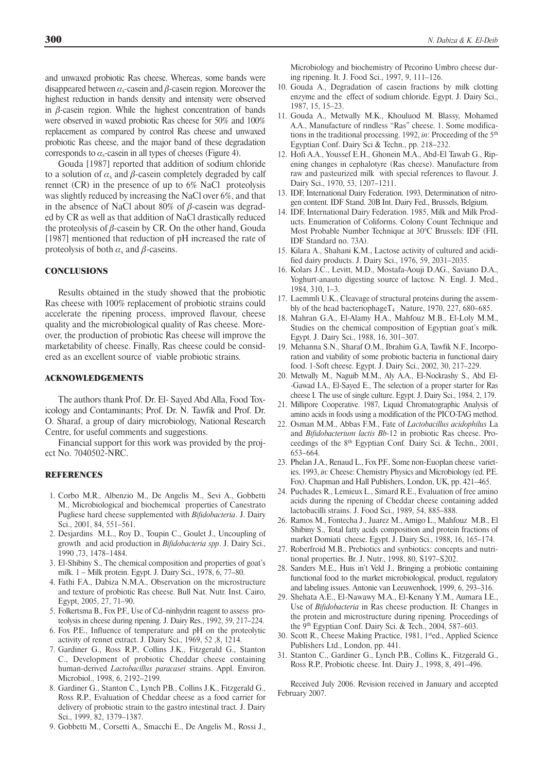and unwaxed probiotic Ras cheese. Whereas, some bands were disappeared between $\alpha_s$-casein and $\beta$-casein region. Moreover the highest reduction in bands density and intensity were observed in $\beta$-casein region. While the highest concentration of bands were observed in waxed probiotic Ras cheese for 50% and 100% replacement as compared by control Ras cheese and unwaxed probiotic Ras cheese, and the major band of these degradation corresponds to $\alpha_s$-casein in all types of cheeses (Figure 4).

Gouda [1987] reported that addition of sodium chloride to a solution of $\alpha_s$ and $\beta$-casein completely degraded by calf rennet (CR) in the presence of up to 6% NaCl proteolysis was slightly reduced by increasing the NaCl over 6%, and that in the absence of NaCl about 80% of $\beta$-casein was degraded by CR as well as that addition of NaCl drastically reduced the proteolysis of $\beta$-casein by CR. On the other hand, Gouda [1987] mentioned that reduction of pH increased the rate of proteolysis of both $\alpha_s$ and $\beta$-caseins.

## CONCLUSIONS

Results obtained in the study showed that the probiotic Ras cheese with 100% replacement of probiotic strains could accelerate the ripening process, improved flavour, cheese quality and the microbiological quality of Ras cheese. Moreover, the production of probiotic Ras cheese will improve the marketability of cheese. Finally, Ras cheese could be considered as an excellent source of viable probiotic strains.

## ACKNOWLEDGEMENTS

The authors thank Prof. Dr. El- Sayed Abd Alla, Food Toxicology and Contaminants; Prof. Dr. N. Tawfik and Prof. Dr. O. Sharaf, a group of dairy microbiology, National Research Centre, for useful comments and suggestions.

Financial support for this work was provided by the project No. 7040502-NRC.

## REFERENCES

1. Corbo M.R., Albenzio M., De Angelis M., Sevi A., Gobbetti M., Microbiological and biochemical properties of Canestrato Pugliese hard cheese supplemented with *Bifidobacteria*. J. Dairy Sci., 2001, 84, 551–561.
2. Desjardins M.L., Roy D., Toupin C., Goulet J., Uncoupling of growth and acid production in *Bifidobacteria spp*. J. Dairy Sci., 1990 ,73, 1478–1484.
3. El-Shibiny S., The chemical composition and properties of goat's milk. 1 – Milk protein. Egypt. J. Dairy Sci., 1978, 6, 77–80.
4. Fathi F.A., Dabiza N.M.A., Observation on the microstructure and texture of probiotic Ras cheese. Bull Nat. Nutr. Inst. Cairo, Egypt, 2005, 27, 71–90.
5. Folkertsma B., Fox P.F., Use of Cd–ninhydrin reagent to assess proteolysis in cheese during ripening. J. Dairy Res., 1992, 59, 217–224.
6. Fox P.E., Influence of temperature and pH on the proteolytic activity of rennet extract. J. Dairy Sci., 1969, 52 ,8, 1214.
7. Gardiner G., Ross R.P., Collins J.K., Fitzgerald G., Stanton C., Development of probiotic Cheddar cheese containing human-derived *Lactobacillus paracasei* strains. Appl. Environ. Microbiol., 1998, 6, 2192–2199.
8. Gardiner G., Stanton C., Lynch P.B., Collins J.K., Fitzgerald G., Ross R.P., Evaluation of Cheddar cheese as a food carrier for delivery of probiotic strain to the gastro intestinal tract. J. Dairy Sci., 1999, 82, 1379–1387.
9. Gobbetti M., Corsetti A., Smacchi E., De Angelis M., Rossi J., Microbiology and biochemistry of Pecorino Umbro cheese during ripening. It. J. Food Sci., 1997, 9, 111–126.
10. Gouda A., Degradation of casein fractions by milk clotting enzyme and the effect of sodium chloride. Egypt. J. Dairy Sci., 1987, 15, 15–23.
11. Gouda A., Metwally M.K., Khouluod M. Blassy, Mohamed A.A., Manufacture of rindless "Ras" cheese. 1. Some modifications in the traditional processing. 1992, *in*: Proceeding of the 5th Egyptian Conf. Dairy Sci & Techn., pp. 218–232.
12. Hofi A.A., Youssef E.H., Ghonein M.A., Abd-El Tawab G., Ripening changes in cephalotyre (Ras cheese). Manufacture from raw and pasteurized milk with special references to flavour. J. Dairy Sci., 1970, 53, 1207–1211.
13. IDF, International Dairy Federation. 1993, Determination of nitrogen content. IDF Stand. 20B Int. Dairy Fed., Brussels, Belgium.
14. IDF, International Dairy Federation. 1985, Milk and Milk Products. Enumeration of Coliforms. Colony Count Technique and Most Probable Number Technique at 30°C Brussels: IDF (FIL IDF Standard no. 73A).
15. Kilara A., Shahani K.M., Lactose activity of cultured and acidified dairy products. J. Dairy Sci., 1976, 59, 2031–2035.
16. Kolars J.C., Levitt, M.D., Mostafa-Aouji D.AG., Saviano D.A., Yoghurt-anauto digesting source of lactose. N. Engl. J. Med., 1984, 310, 1–3.
17. Laemmli U.K., Cleavage of structural proteins during the assembly of the head bacteriophage$T_4$. Nature, 1970, 227, 680–685.
18. Mahran G.A., El-Alamy H.A., Mahfouz M.B., El-Loly M.M., Studies on the chemical composition of Egyptian goat's milk. Egypt. J. Dairy Sci., 1988, 16, 301–307.
19. Mehanna S.N., Sharaf O.M., Ibrahim G.A, Tawfik N.F., Incorporation and viability of some probiotic bacteria in functional dairy food. 1-Soft cheese. Egypt. J. Dairy Sci., 2002, 30, 217–229.
20. Metwally M., Naguib M.M., Aly A.A., El-Nockrashy S., Abd El-Gawad I.A., El-Sayed E., The selection of a proper starter for Ras cheese I. The use of single culture. Egypt. J. Dairy Sci., 1984, 2, 179.
21. Millipore Cooperative. 1987, Liquid Chromatographic Analysis of amino acids in foods using a modification of the PICO-TAG method.
22. Osman M.M., Abbas F.M., Fate of *Lactobacillus acidophilus* La and *Bifidobacterium lactis Bb*-12 in probiotic Ras cheese. Proceedings of the 8th Egyptian Conf. Dairy Sci. & Techn., 2001, 653–664.
23. Phelan J.A., Renaud L., Fox P.F., Some non-Euoplan cheese varieties. 1993, *in:* Cheese: Chemistry Physics and Microbiology (ed. P.E. Fox). Chapman and Hall Publishers, London, UK, pp. 421–465.
24. Puchades R., Lemieux L., Simard R.E., Evaluation of free amino acids during the ripening of Cheddar cheese containing added lactobacilli strains. J. Food Sci., 1989, 54, 885–888.
25. Ramos M., Fontecha J., Juarez M., Amigo L., Mahfouz M.B., El Shibiny S., Total fatty acids composition and protein fractions of market Domiati cheese. Egypt. J. Dairy Sci., 1988, 16, 165–174.
26. Roberfroid M.B., Prebiotics and synbiotics: concepts and nutritional properties. Br. J. Nutr., 1998, 80, S197–S202.
27. Sanders M.E., Huis in't Veld J., Bringing a probiotic containing functional food to the market microbiological, product, regulatory and labeling issues. Antonie van Leeuwenhoek, 1999, 6, 293–316.
28. Shehata A.E., El-Nawawy M.A., El-Kenany Y.M., Aumara I.E., Use of *Bifidobacteria* in Ras cheese production. II: Changes in the protein and microstructure during ripening. Proceedings of the 9th Egyptian Conf. Dairy Sci. & Tech., 2004, 587–603.
29. Scott R., Cheese Making Practice, 1981, 1st ed., Applied Science Publishers Ltd., London, pp. 441.
30. Stanton C., Gardiner G., Lynch P.B., Collins K., Fitzgerald G., Ross R.P., Probiotic cheese. Int. Dairy J., 1998, 8, 491–496.

Received July 2006. Revision received in January and accepted February 2007.